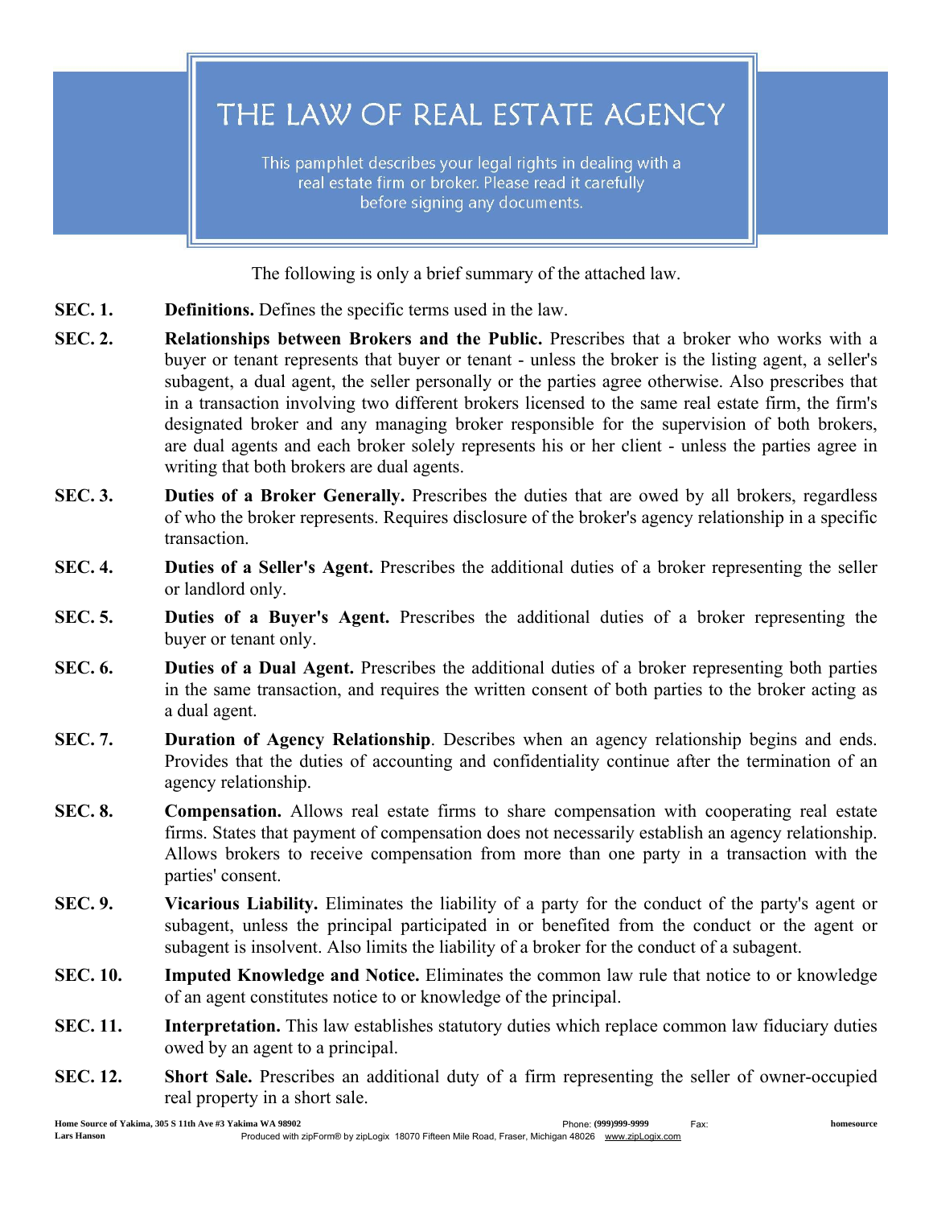# THE LAW OF REAL ESTATE AGENCY

This pamphlet describes your legal rights in dealing with a real estate firm or broker. Please read it carefully before signing any documents.

The following is only a brief summary of the attached law.

**SEC. 1.** **Definitions.** Defines the specific terms used in the law.

**SEC. 2.** **Relationships between Brokers and the Public.** Prescribes that a broker who works with a buyer or tenant represents that buyer or tenant - unless the broker is the listing agent, a seller's subagent, a dual agent, the seller personally or the parties agree otherwise. Also prescribes that in a transaction involving two different brokers licensed to the same real estate firm, the firm's designated broker and any managing broker responsible for the supervision of both brokers, are dual agents and each broker solely represents his or her client - unless the parties agree in writing that both brokers are dual agents.

**SEC. 3.** **Duties of a Broker Generally.** Prescribes the duties that are owed by all brokers, regardless of who the broker represents. Requires disclosure of the broker's agency relationship in a specific transaction.

**SEC. 4.** **Duties of a Seller's Agent.** Prescribes the additional duties of a broker representing the seller or landlord only.

**SEC. 5.** **Duties of a Buyer's Agent.** Prescribes the additional duties of a broker representing the buyer or tenant only.

**SEC. 6.** **Duties of a Dual Agent.** Prescribes the additional duties of a broker representing both parties in the same transaction, and requires the written consent of both parties to the broker acting as a dual agent.

**SEC. 7.** **Duration of Agency Relationship**. Describes when an agency relationship begins and ends. Provides that the duties of accounting and confidentiality continue after the termination of an agency relationship.

**SEC. 8.** **Compensation.** Allows real estate firms to share compensation with cooperating real estate firms. States that payment of compensation does not necessarily establish an agency relationship. Allows brokers to receive compensation from more than one party in a transaction with the parties' consent.

**SEC. 9.** **Vicarious Liability.** Eliminates the liability of a party for the conduct of the party's agent or subagent, unless the principal participated in or benefited from the conduct or the agent or subagent is insolvent. Also limits the liability of a broker for the conduct of a subagent.

**SEC. 10.** **Imputed Knowledge and Notice.** Eliminates the common law rule that notice to or knowledge of an agent constitutes notice to or knowledge of the principal.

**SEC. 11.** **Interpretation.** This law establishes statutory duties which replace common law fiduciary duties owed by an agent to a principal.

**SEC. 12.** **Short Sale.** Prescribes an additional duty of a firm representing the seller of owner-occupied real property in a short sale.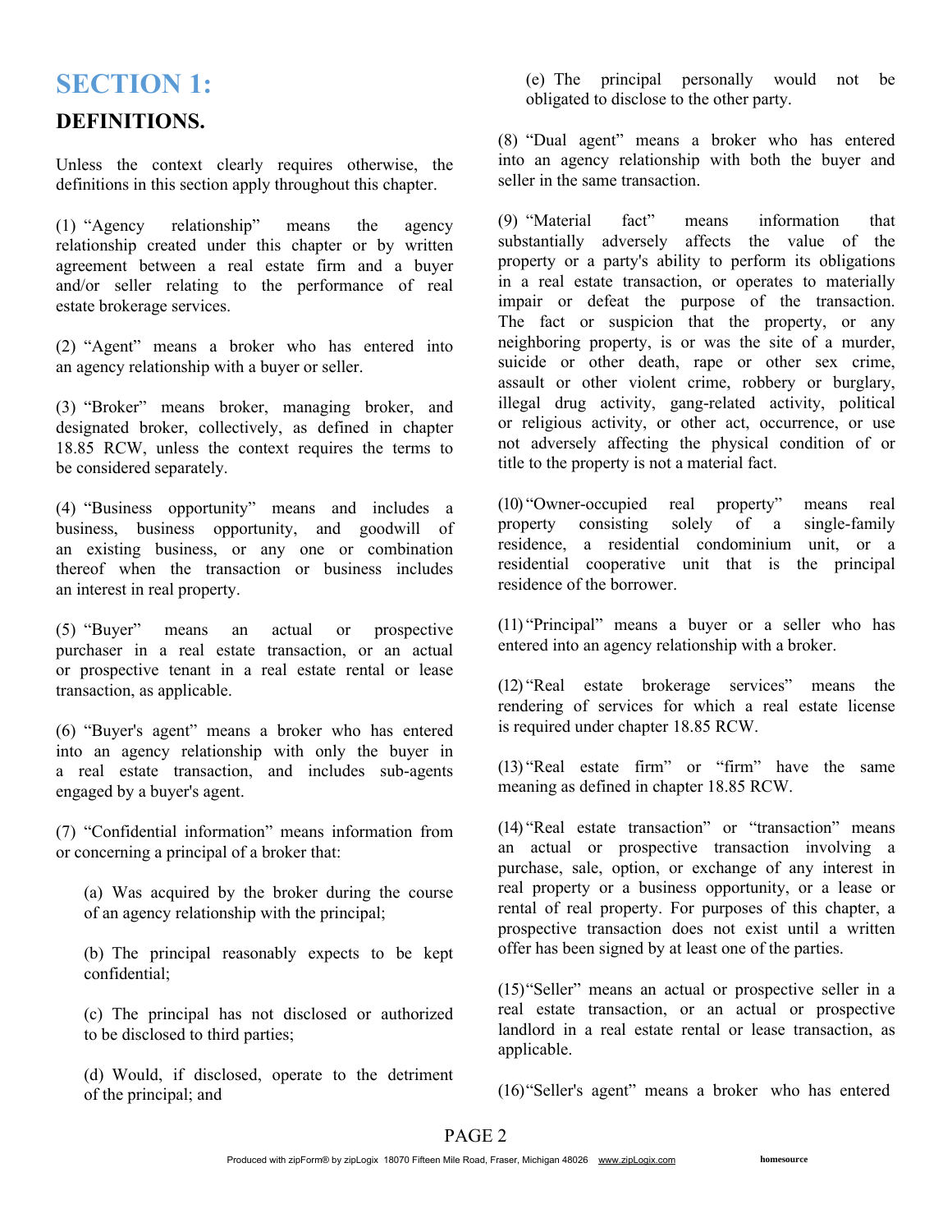# SECTION 1:

## DEFINITIONS.

Unless the context clearly requires otherwise, the definitions in this section apply throughout this chapter.

(1) "Agency relationship" means the agency relationship created under this chapter or by written agreement between a real estate firm and a buyer and/or seller relating to the performance of real estate brokerage services.

(2) "Agent" means a broker who has entered into an agency relationship with a buyer or seller.

(3) "Broker" means broker, managing broker, and designated broker, collectively, as defined in chapter 18.85 RCW, unless the context requires the terms to be considered separately.

(4) "Business opportunity" means and includes a business, business opportunity, and goodwill of an existing business, or any one or combination thereof when the transaction or business includes an interest in real property.

(5) "Buyer" means an actual or prospective purchaser in a real estate transaction, or an actual or prospective tenant in a real estate rental or lease transaction, as applicable.

(6) "Buyer's agent" means a broker who has entered into an agency relationship with only the buyer in a real estate transaction, and includes sub-agents engaged by a buyer's agent.

(7) "Confidential information" means information from or concerning a principal of a broker that:

(a) Was acquired by the broker during the course of an agency relationship with the principal;

(b) The principal reasonably expects to be kept confidential;

(c) The principal has not disclosed or authorized to be disclosed to third parties;

(d) Would, if disclosed, operate to the detriment of the principal; and

(e) The principal personally would not be obligated to disclose to the other party.

(8) "Dual agent" means a broker who has entered into an agency relationship with both the buyer and seller in the same transaction.

(9) "Material fact" means information that substantially adversely affects the value of the property or a party's ability to perform its obligations in a real estate transaction, or operates to materially impair or defeat the purpose of the transaction. The fact or suspicion that the property, or any neighboring property, is or was the site of a murder, suicide or other death, rape or other sex crime, assault or other violent crime, robbery or burglary, illegal drug activity, gang-related activity, political or religious activity, or other act, occurrence, or use not adversely affecting the physical condition of or title to the property is not a material fact.

(10) "Owner-occupied real property" means real property consisting solely of a single-family residence, a residential condominium unit, or a residential cooperative unit that is the principal residence of the borrower.

(11) "Principal" means a buyer or a seller who has entered into an agency relationship with a broker.

(12) "Real estate brokerage services" means the rendering of services for which a real estate license is required under chapter 18.85 RCW.

(13) "Real estate firm" or "firm" have the same meaning as defined in chapter 18.85 RCW.

(14) "Real estate transaction" or "transaction" means an actual or prospective transaction involving a purchase, sale, option, or exchange of any interest in real property or a business opportunity, or a lease or rental of real property. For purposes of this chapter, a prospective transaction does not exist until a written offer has been signed by at least one of the parties.

(15) "Seller" means an actual or prospective seller in a real estate transaction, or an actual or prospective landlord in a real estate rental or lease transaction, as applicable.

(16) "Seller's agent" means a broker who has entered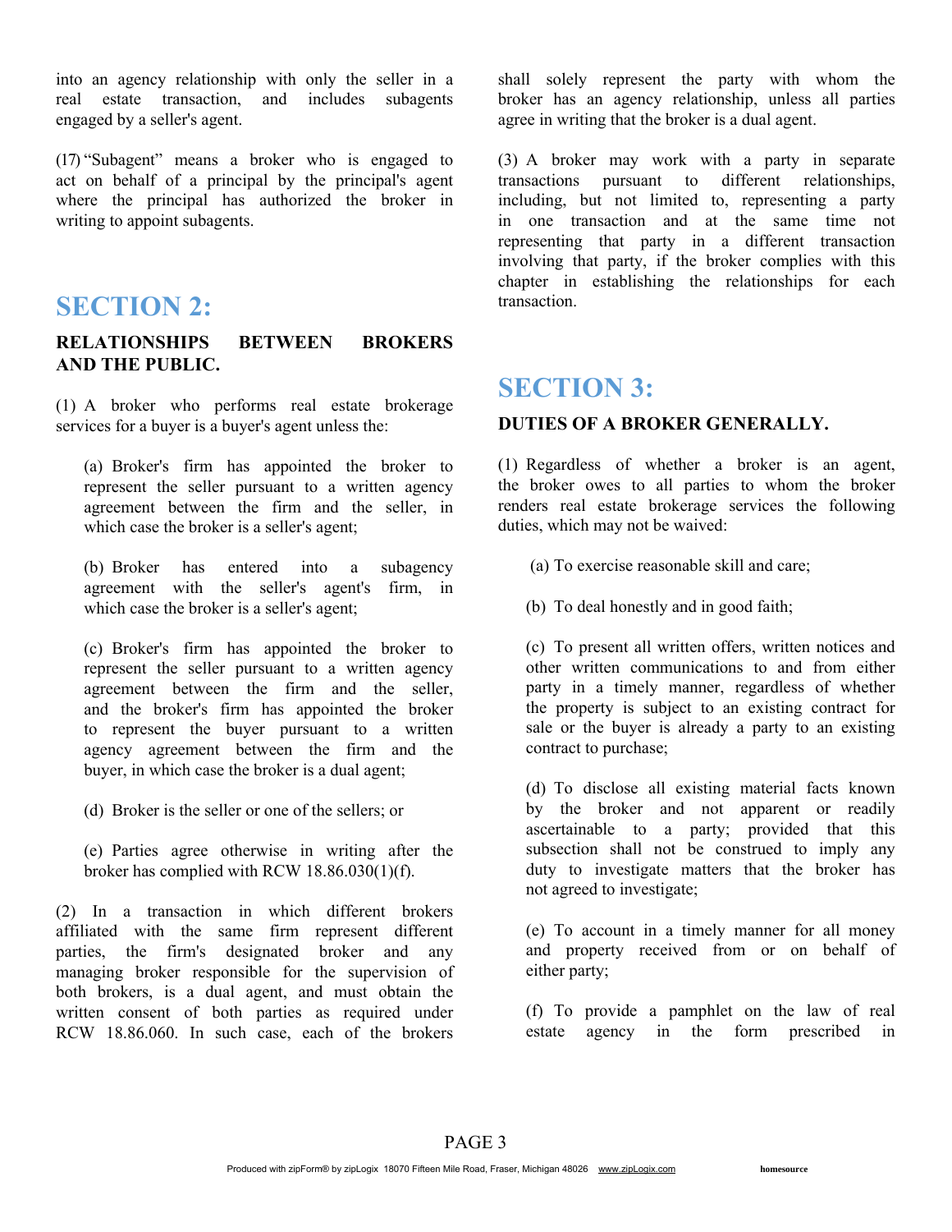into an agency relationship with only the seller in a real estate transaction, and includes subagents engaged by a seller's agent.

(17) "Subagent" means a broker who is engaged to act on behalf of a principal by the principal's agent where the principal has authorized the broker in writing to appoint subagents.

## SECTION 2:

**RELATIONSHIPS BETWEEN BROKERS AND THE PUBLIC.**

(1) A broker who performs real estate brokerage services for a buyer is a buyer's agent unless the:

(a) Broker's firm has appointed the broker to represent the seller pursuant to a written agency agreement between the firm and the seller, in which case the broker is a seller's agent;

(b) Broker has entered into a subagency agreement with the seller's agent's firm, in which case the broker is a seller's agent;

(c) Broker's firm has appointed the broker to represent the seller pursuant to a written agency agreement between the firm and the seller, and the broker's firm has appointed the broker to represent the buyer pursuant to a written agency agreement between the firm and the buyer, in which case the broker is a dual agent;

(d) Broker is the seller or one of the sellers; or

(e) Parties agree otherwise in writing after the broker has complied with RCW 18.86.030(1)(f).

(2) In a transaction in which different brokers affiliated with the same firm represent different parties, the firm's designated broker and any managing broker responsible for the supervision of both brokers, is a dual agent, and must obtain the written consent of both parties as required under RCW 18.86.060. In such case, each of the brokers shall solely represent the party with whom the broker has an agency relationship, unless all parties agree in writing that the broker is a dual agent.

(3) A broker may work with a party in separate transactions pursuant to different relationships, including, but not limited to, representing a party in one transaction and at the same time not representing that party in a different transaction involving that party, if the broker complies with this chapter in establishing the relationships for each transaction.

## SECTION 3:

**DUTIES OF A BROKER GENERALLY.**

(1) Regardless of whether a broker is an agent, the broker owes to all parties to whom the broker renders real estate brokerage services the following duties, which may not be waived:

(a) To exercise reasonable skill and care;

(b) To deal honestly and in good faith;

(c) To present all written offers, written notices and other written communications to and from either party in a timely manner, regardless of whether the property is subject to an existing contract for sale or the buyer is already a party to an existing contract to purchase;

(d) To disclose all existing material facts known by the broker and not apparent or readily ascertainable to a party; provided that this subsection shall not be construed to imply any duty to investigate matters that the broker has not agreed to investigate;

(e) To account in a timely manner for all money and property received from or on behalf of either party;

(f) To provide a pamphlet on the law of real estate agency in the form prescribed in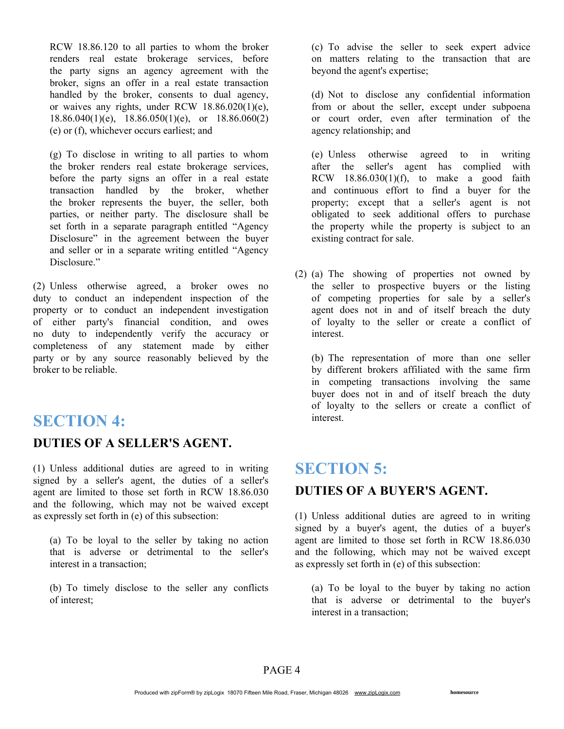RCW 18.86.120 to all parties to whom the broker renders real estate brokerage services, before the party signs an agency agreement with the broker, signs an offer in a real estate transaction handled by the broker, consents to dual agency, or waives any rights, under RCW 18.86.020(1)(e), 18.86.040(1)(e), 18.86.050(1)(e), or 18.86.060(2)(e) or (f), whichever occurs earliest; and

(g) To disclose in writing to all parties to whom the broker renders real estate brokerage services, before the party signs an offer in a real estate transaction handled by the broker, whether the broker represents the buyer, the seller, both parties, or neither party. The disclosure shall be set forth in a separate paragraph entitled “Agency Disclosure” in the agreement between the buyer and seller or in a separate writing entitled “Agency Disclosure.”

(2) Unless otherwise agreed, a broker owes no duty to conduct an independent inspection of the property or to conduct an independent investigation of either party's financial condition, and owes no duty to independently verify the accuracy or completeness of any statement made by either party or by any source reasonably believed by the broker to be reliable.

## SECTION 4:

### DUTIES OF A SELLER'S AGENT.

(1) Unless additional duties are agreed to in writing signed by a seller's agent, the duties of a seller's agent are limited to those set forth in RCW 18.86.030 and the following, which may not be waived except as expressly set forth in (e) of this subsection:

(a) To be loyal to the seller by taking no action that is adverse or detrimental to the seller's interest in a transaction;

(b) To timely disclose to the seller any conflicts of interest;

(c) To advise the seller to seek expert advice on matters relating to the transaction that are beyond the agent's expertise;

(d) Not to disclose any confidential information from or about the seller, except under subpoena or court order, even after termination of the agency relationship; and

(e) Unless otherwise agreed to in writing after the seller's agent has complied with RCW 18.86.030(1)(f), to make a good faith and continuous effort to find a buyer for the property; except that a seller's agent is not obligated to seek additional offers to purchase the property while the property is subject to an existing contract for sale.

(2) (a) The showing of properties not owned by the seller to prospective buyers or the listing of competing properties for sale by a seller's agent does not in and of itself breach the duty of loyalty to the seller or create a conflict of interest.

(b) The representation of more than one seller by different brokers affiliated with the same firm in competing transactions involving the same buyer does not in and of itself breach the duty of loyalty to the sellers or create a conflict of interest.

## SECTION 5:

### DUTIES OF A BUYER'S AGENT.

(1) Unless additional duties are agreed to in writing signed by a buyer's agent, the duties of a buyer's agent are limited to those set forth in RCW 18.86.030 and the following, which may not be waived except as expressly set forth in (e) of this subsection:

(a) To be loyal to the buyer by taking no action that is adverse or detrimental to the buyer's interest in a transaction;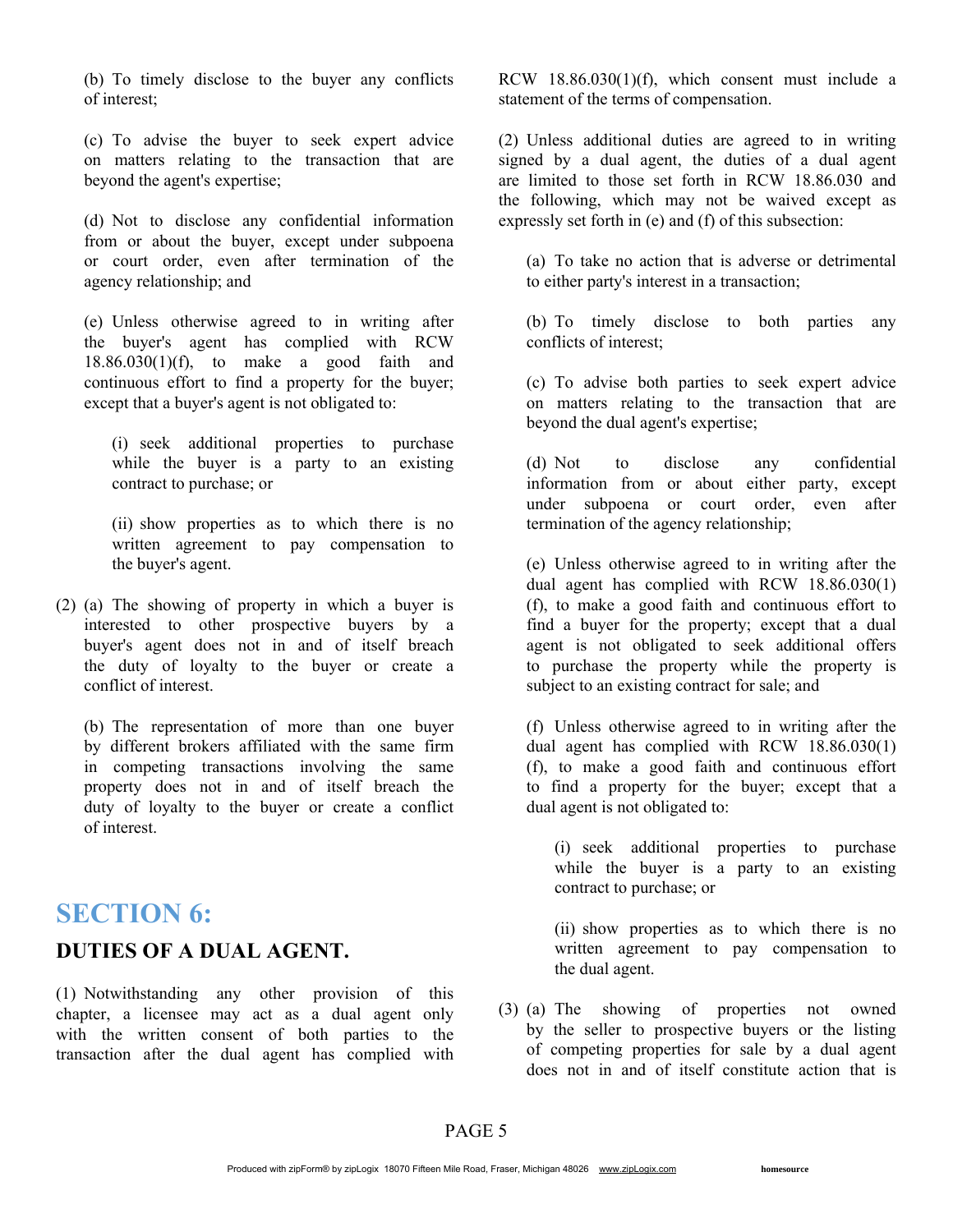(b) To timely disclose to the buyer any conflicts of interest;

(c) To advise the buyer to seek expert advice on matters relating to the transaction that are beyond the agent's expertise;

(d) Not to disclose any confidential information from or about the buyer, except under subpoena or court order, even after termination of the agency relationship; and

(e) Unless otherwise agreed to in writing after the buyer's agent has complied with RCW 18.86.030(1)(f), to make a good faith and continuous effort to find a property for the buyer; except that a buyer's agent is not obligated to:

(i) seek additional properties to purchase while the buyer is a party to an existing contract to purchase; or

(ii) show properties as to which there is no written agreement to pay compensation to the buyer's agent.

(2) (a) The showing of property in which a buyer is interested to other prospective buyers by a buyer's agent does not in and of itself breach the duty of loyalty to the buyer or create a conflict of interest.

(b) The representation of more than one buyer by different brokers affiliated with the same firm in competing transactions involving the same property does not in and of itself breach the duty of loyalty to the buyer or create a conflict of interest.

# SECTION 6:

## DUTIES OF A DUAL AGENT.

(1) Notwithstanding any other provision of this chapter, a licensee may act as a dual agent only with the written consent of both parties to the transaction after the dual agent has complied with RCW 18.86.030(1)(f), which consent must include a statement of the terms of compensation.

(2) Unless additional duties are agreed to in writing signed by a dual agent, the duties of a dual agent are limited to those set forth in RCW 18.86.030 and the following, which may not be waived except as expressly set forth in (e) and (f) of this subsection:

(a) To take no action that is adverse or detrimental to either party's interest in a transaction;

(b) To timely disclose to both parties any conflicts of interest;

(c) To advise both parties to seek expert advice on matters relating to the transaction that are beyond the dual agent's expertise;

(d) Not to disclose any confidential information from or about either party, except under subpoena or court order, even after termination of the agency relationship;

(e) Unless otherwise agreed to in writing after the dual agent has complied with RCW 18.86.030(1)(f), to make a good faith and continuous effort to find a buyer for the property; except that a dual agent is not obligated to seek additional offers to purchase the property while the property is subject to an existing contract for sale; and

(f) Unless otherwise agreed to in writing after the dual agent has complied with RCW 18.86.030(1)(f), to make a good faith and continuous effort to find a property for the buyer; except that a dual agent is not obligated to:

(i) seek additional properties to purchase while the buyer is a party to an existing contract to purchase; or

(ii) show properties as to which there is no written agreement to pay compensation to the dual agent.

(3) (a) The showing of properties not owned by the seller to prospective buyers or the listing of competing properties for sale by a dual agent does not in and of itself constitute action that is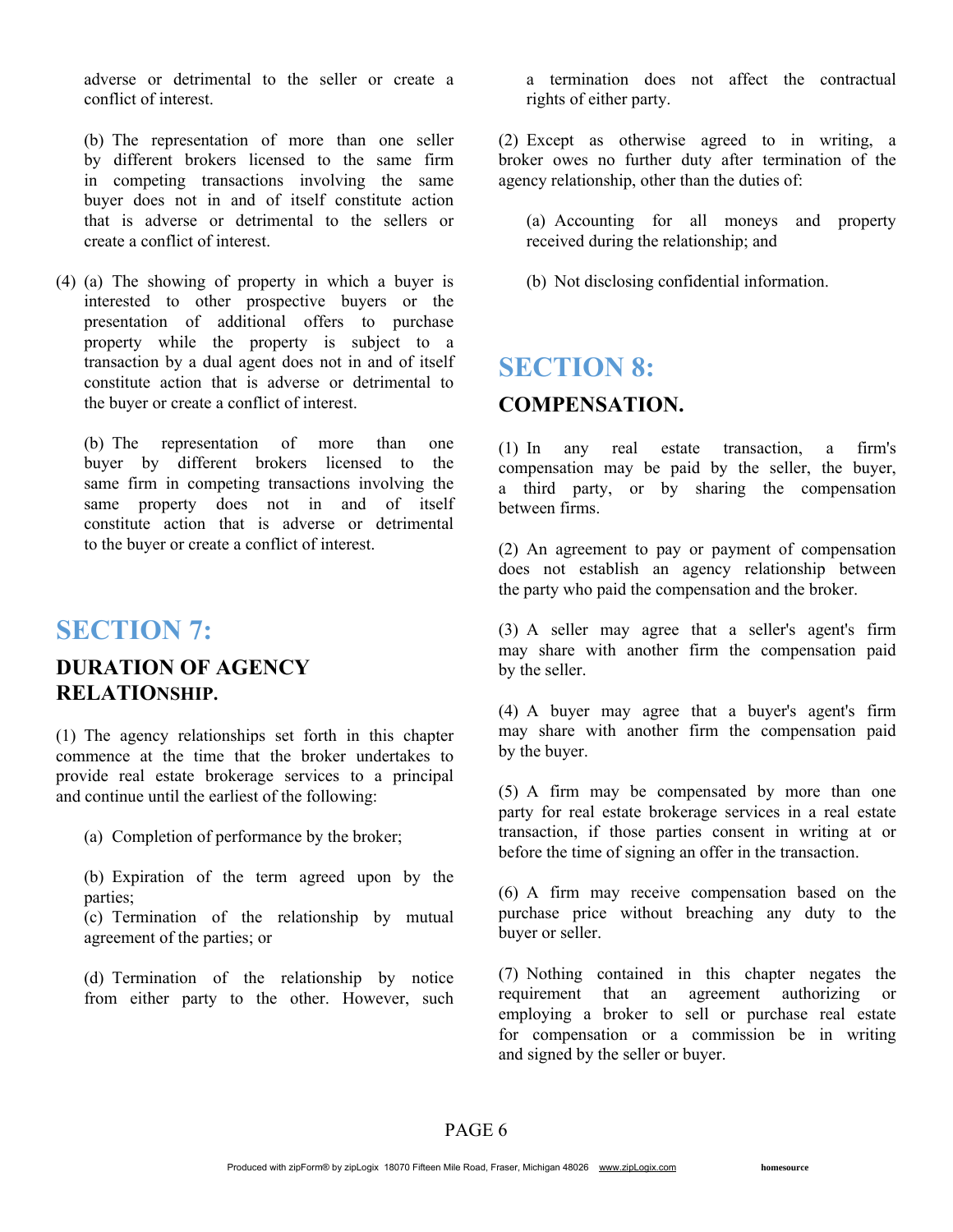adverse or detrimental to the seller or create a conflict of interest.

(b) The representation of more than one seller by different brokers licensed to the same firm in competing transactions involving the same buyer does not in and of itself constitute action that is adverse or detrimental to the sellers or create a conflict of interest.

(4) (a) The showing of property in which a buyer is interested to other prospective buyers or the presentation of additional offers to purchase property while the property is subject to a transaction by a dual agent does not in and of itself constitute action that is adverse or detrimental to the buyer or create a conflict of interest.

(b) The representation of more than one buyer by different brokers licensed to the same firm in competing transactions involving the same property does not in and of itself constitute action that is adverse or detrimental to the buyer or create a conflict of interest.

## SECTION 7:

### DURATION OF AGENCY RELATIONSHIP.

(1) The agency relationships set forth in this chapter commence at the time that the broker undertakes to provide real estate brokerage services to a principal and continue until the earliest of the following:

(a) Completion of performance by the broker;

(b) Expiration of the term agreed upon by the parties;

(c) Termination of the relationship by mutual agreement of the parties; or

(d) Termination of the relationship by notice from either party to the other. However, such a termination does not affect the contractual rights of either party.

(2) Except as otherwise agreed to in writing, a broker owes no further duty after termination of the agency relationship, other than the duties of:

(a) Accounting for all moneys and property received during the relationship; and

(b) Not disclosing confidential information.

## SECTION 8:

### COMPENSATION.

(1) In any real estate transaction, a firm's compensation may be paid by the seller, the buyer, a third party, or by sharing the compensation between firms.

(2) An agreement to pay or payment of compensation does not establish an agency relationship between the party who paid the compensation and the broker.

(3) A seller may agree that a seller's agent's firm may share with another firm the compensation paid by the seller.

(4) A buyer may agree that a buyer's agent's firm may share with another firm the compensation paid by the buyer.

(5) A firm may be compensated by more than one party for real estate brokerage services in a real estate transaction, if those parties consent in writing at or before the time of signing an offer in the transaction.

(6) A firm may receive compensation based on the purchase price without breaching any duty to the buyer or seller.

(7) Nothing contained in this chapter negates the requirement that an agreement authorizing or employing a broker to sell or purchase real estate for compensation or a commission be in writing and signed by the seller or buyer.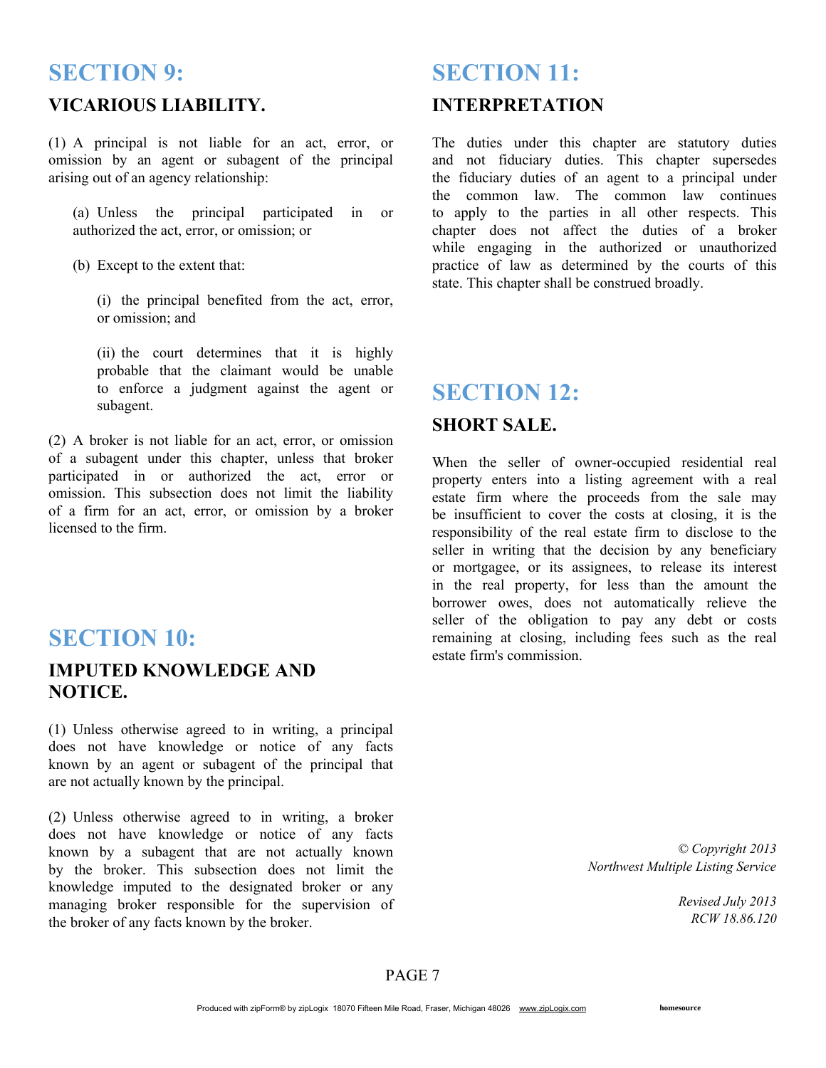# SECTION 9:

## VICARIOUS LIABILITY.

(1) A principal is not liable for an act, error, or omission by an agent or subagent of the principal arising out of an agency relationship:

(a) Unless the principal participated in or authorized the act, error, or omission; or

(b) Except to the extent that:

(i) the principal benefited from the act, error, or omission; and

(ii) the court determines that it is highly probable that the claimant would be unable to enforce a judgment against the agent or subagent.

(2) A broker is not liable for an act, error, or omission of a subagent under this chapter, unless that broker participated in or authorized the act, error or omission. This subsection does not limit the liability of a firm for an act, error, or omission by a broker licensed to the firm.

# SECTION 10:

## IMPUTED KNOWLEDGE AND NOTICE.

(1) Unless otherwise agreed to in writing, a principal does not have knowledge or notice of any facts known by an agent or subagent of the principal that are not actually known by the principal.

(2) Unless otherwise agreed to in writing, a broker does not have knowledge or notice of any facts known by a subagent that are not actually known by the broker. This subsection does not limit the knowledge imputed to the designated broker or any managing broker responsible for the supervision of the broker of any facts known by the broker.

# SECTION 11:

## INTERPRETATION

The duties under this chapter are statutory duties and not fiduciary duties. This chapter supersedes the fiduciary duties of an agent to a principal under the common law. The common law continues to apply to the parties in all other respects. This chapter does not affect the duties of a broker while engaging in the authorized or unauthorized practice of law as determined by the courts of this state. This chapter shall be construed broadly.

# SECTION 12:

## SHORT SALE.

When the seller of owner-occupied residential real property enters into a listing agreement with a real estate firm where the proceeds from the sale may be insufficient to cover the costs at closing, it is the responsibility of the real estate firm to disclose to the seller in writing that the decision by any beneficiary or mortgagee, or its assignees, to release its interest in the real property, for less than the amount the borrower owes, does not automatically relieve the seller of the obligation to pay any debt or costs remaining at closing, including fees such as the real estate firm's commission.

*© Copyright 2013*
*Northwest Multiple Listing Service*

*Revised July 2013*
*RCW 18.86.120*